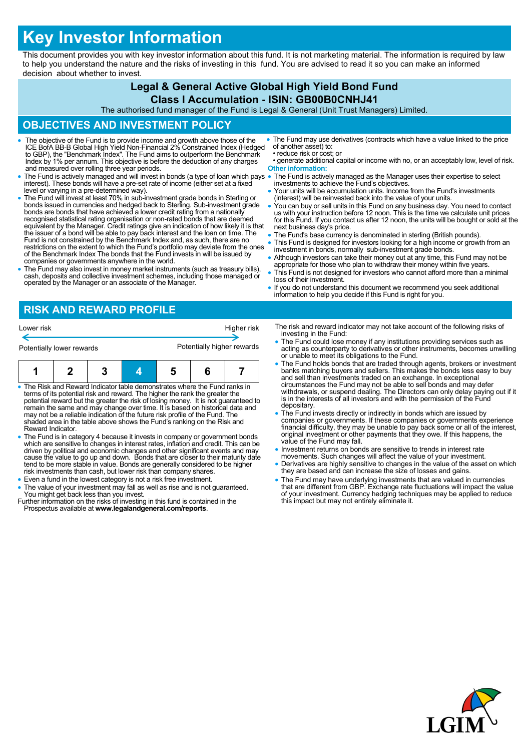# Key Investor Information

This document provides you with key investor information about this fund. It is not marketing material. The information is required by law to help you understand the nature and the risks of investing in this fund. You are advised to read it so you can make an informed decision about whether to invest.

**Legal & General Active Global High Yield Bond Fund**

**Class I Accumulation - ISIN: GB00B0CNHJ41**

The authorised fund manager of the Fund is Legal & General (Unit Trust Managers) Limited.

## OBJECTIVES AND INVESTMENT POLICY

- The objective of the Fund is to provide income and growth above those of the ICE BofA BB-B Global High Yield Non-Financial 2% Constrained Index (Hedged to GBP), the "Benchmark Index". The Fund aims to outperform the Benchmark Index by 1% per annum. This objective is before the deduction of any charges and measured over rolling three year periods.
- The Fund is actively managed and will invest in bonds (a type of loan which pays interest). These bonds will have a pre-set rate of income (either set at a fixed level or varying in a pre-determined way).
- The Fund will invest at least 70% in sub-investment grade bonds in Sterling or bonds issued in currencies and hedged back to Sterling. Sub-investment grade bonds are bonds that have achieved a lower credit rating from a nationally recognised statistical rating organisation or non-rated bonds that are deemed equivalent by the Manager. Credit ratings give an indication of how likely it is that the issuer of a bond will be able to pay back interest and the loan on time. The Fund is not constrained by the Benchmark Index and, as such, there are no restrictions on the extent to which the Fund's portfolio may deviate from the ones of the Benchmark Index The bonds that the Fund invests in will be issued by companies or governments anywhere in the world.
- The Fund may also invest in money market instruments (such as treasury bills), cash, deposits and collective investment schemes, including those managed or operated by the Manager or an associate of the Manager.
- The Fund may use derivatives (contracts which have a value linked to the price of another asset) to:
  - reduce risk or cost; or
  - generate additional capital or income with no, or an acceptably low, level of risk.

**Other information:**

- The Fund is actively managed as the Manager uses their expertise to select investments to achieve the Fund's objectives.
- Your units will be accumulation units. Income from the Fund's investments (interest) will be reinvested back into the value of your units.
- You can buy or sell units in this Fund on any business day. You need to contact us with your instruction before 12 noon. This is the time we calculate unit prices for this Fund. If you contact us after 12 noon, the units will be bought or sold at the next business day's price.
- The Fund's base currency is denominated in sterling (British pounds).
- This Fund is designed for investors looking for a high income or growth from an investment in bonds, normally sub-investment grade bonds.
- Although investors can take their money out at any time, this Fund may not be appropriate for those who plan to withdraw their money within five years.
- This Fund is not designed for investors who cannot afford more than a minimal loss of their investment.
- If you do not understand this document we recommend you seek additional information to help you decide if this Fund is right for you.

## RISK AND REWARD PROFILE

| Lower risk | | | | | | Higher risk |
|---|---|---|---|---|---|---|
| Potentially lower rewards | | | | | | Potentially higher rewards |
| 1 | 2 | 3 | **4** | 5 | 6 | 7 |

- The Risk and Reward Indicator table demonstrates where the Fund ranks in terms of its potential risk and reward. The higher the rank the greater the potential reward but the greater the risk of losing money. It is not guaranteed to remain the same and may change over time. It is based on historical data and may not be a reliable indication of the future risk profile of the Fund. The shaded area in the table above shows the Fund's ranking on the Risk and Reward Indicator.
- The Fund is in category 4 because it invests in company or government bonds which are sensitive to changes in interest rates, inflation and credit. This can be driven by political and economic changes and other significant events and may cause the value to go up and down. Bonds that are closer to their maturity date tend to be more stable in value. Bonds are generally considered to be higher risk investments than cash, but lower risk than company shares.
- Even a fund in the lowest category is not a risk free investment.
- The value of your investment may fall as well as rise and is not guaranteed. You might get back less than you invest.

Further information on the risks of investing in this fund is contained in the Prospectus available at **www.legalandgeneral.com/reports**.

The risk and reward indicator may not take account of the following risks of investing in the Fund:

- The Fund could lose money if any institutions providing services such as acting as counterparty to derivatives or other instruments, becomes unwilling or unable to meet its obligations to the Fund.
- The Fund holds bonds that are traded through agents, brokers or investment banks matching buyers and sellers. This makes the bonds less easy to buy and sell than investments traded on an exchange. In exceptional circumstances the Fund may not be able to sell bonds and may defer withdrawals, or suspend dealing. The Directors can only delay paying out if it is in the interests of all investors and with the permission of the Fund depositary.
- The Fund invests directly or indirectly in bonds which are issued by companies or governments. If these companies or governments experience financial difficulty, they may be unable to pay back some or all of the interest, original investment or other payments that they owe. If this happens, the value of the Fund may fall.
- Investment returns on bonds are sensitive to trends in interest rate movements. Such changes will affect the value of your investment.
- Derivatives are highly sensitive to changes in the value of the asset on which they are based and can increase the size of losses and gains.
- The Fund may have underlying investments that are valued in currencies that are different from GBP. Exchange rate fluctuations will impact the value of your investment. Currency hedging techniques may be applied to reduce this impact but may not entirely eliminate it.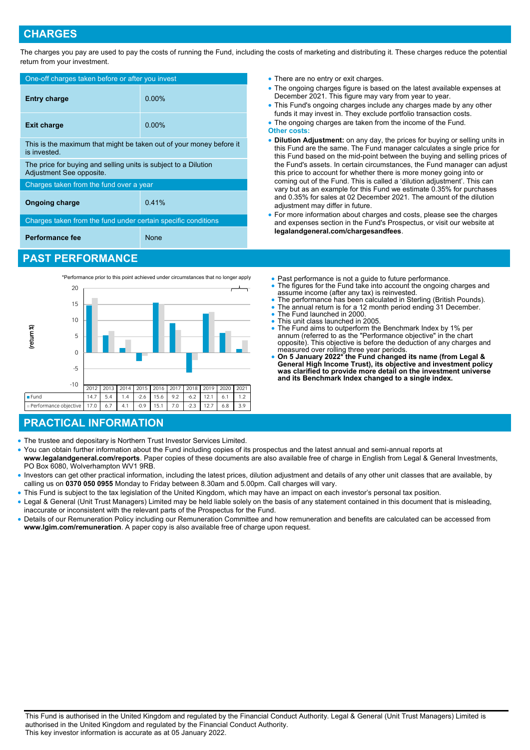## CHARGES

The charges you pay are used to pay the costs of running the Fund, including the costs of marketing and distributing it. These charges reduce the potential return from your investment.

| One-off charges taken before or after you invest | |
|---|---|
| **Entry charge** | 0.00% |
| **Exit charge** | 0.00% |
| This is the maximum that might be taken out of your money before it is invested. | |
| The price for buying and selling units is subject to a Dilution Adjustment See opposite. | |
| Charges taken from the fund over a year | |
| **Ongoing charge** | 0.41% |
| Charges taken from the fund under certain specific conditions | |
| **Performance fee** | None |

- There are no entry or exit charges.
- The ongoing charges figure is based on the latest available expenses at December 2021. This figure may vary from year to year.
- This Fund's ongoing charges include any charges made by any other funds it may invest in. They exclude portfolio transaction costs.
- The ongoing charges are taken from the income of the Fund.

**Other costs:**

- **Dilution Adjustment:** on any day, the prices for buying or selling units in this Fund are the same. The Fund manager calculates a single price for this Fund based on the mid-point between the buying and selling prices of the Fund's assets. In certain circumstances, the Fund manager can adjust this price to account for whether there is more money going into or coming out of the Fund. This is called a 'dilution adjustment'. This can vary but as an example for this Fund we estimate 0.35% for purchases and 0.35% for sales at 02 December 2021. The amount of the dilution adjustment may differ in future.
- For more information about charges and costs, please see the charges and expenses section in the Fund's Prospectus, or visit our website at **legalandgeneral.com/chargesandfees**.

## PAST PERFORMANCE

*Performance prior to this point achieved under circumstances that no longer apply

(return %)

20
15
10
5
0
-5
-10

| | 2012 | 2013 | 2014 | 2015 | 2016 | 2017 | 2018 | 2019 | 2020 | 2021 |
|---|---|---|---|---|---|---|---|---|---|---|
| Fund | 14.7 | 5.4 | 1.4 | -2.6 | 15.6 | 9.2 | -6.2 | 12.1 | 6.1 | 1.2 |
| Performance objective | 17.0 | 6.7 | 4.1 | -0.9 | 15.1 | 7.0 | -2.3 | 12.7 | 6.8 | 3.9 |

- Past performance is not a guide to future performance.
- The figures for the Fund take into account the ongoing charges and assume income (after any tax) is reinvested.
- The performance has been calculated in Sterling (British Pounds).
- The annual return is for a 12 month period ending 31 December.
- The Fund launched in 2000.
- This unit class launched in 2005.
- The Fund aims to outperform the Benchmark Index by 1% per annum (referred to as the "Performance objective" in the chart opposite). This objective is before the deduction of any charges and measured over rolling three year periods.
- **On 5 January 2022* the Fund changed its name (from Legal & General High Income Trust), its objective and investment policy was clarified to provide more detail on the investment universe and its Benchmark Index changed to a single index.**

## PRACTICAL INFORMATION

- The trustee and depositary is Northern Trust Investor Services Limited.
- You can obtain further information about the Fund including copies of its prospectus and the latest annual and semi-annual reports at **www.legalandgeneral.com/reports**. Paper copies of these documents are also available free of charge in English from Legal & General Investments, PO Box 6080, Wolverhampton WV1 9RB.
- Investors can get other practical information, including the latest prices, dilution adjustment and details of any other unit classes that are available, by calling us on **0370 050 0955** Monday to Friday between 8.30am and 5.00pm. Call charges will vary.
- This Fund is subject to the tax legislation of the United Kingdom, which may have an impact on each investor's personal tax position.
- Legal & General (Unit Trust Managers) Limited may be held liable solely on the basis of any statement contained in this document that is misleading, inaccurate or inconsistent with the relevant parts of the Prospectus for the Fund.
- Details of our Remuneration Policy including our Remuneration Committee and how remuneration and benefits are calculated can be accessed from **www.lgim.com/remuneration**. A paper copy is also available free of charge upon request.

This Fund is authorised in the United Kingdom and regulated by the Financial Conduct Authority. Legal & General (Unit Trust Managers) Limited is authorised in the United Kingdom and regulated by the Financial Conduct Authority.
This key investor information is accurate as at 05 January 2022.